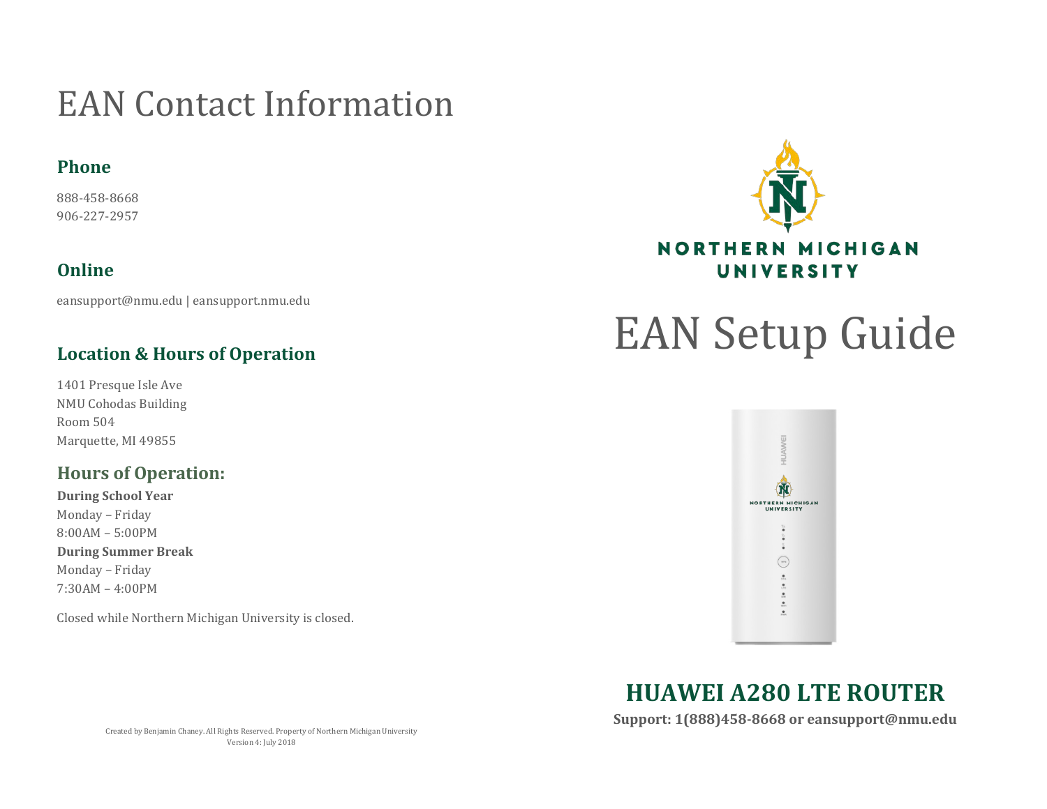# EAN Contact Information

## Phone

888-458-8668
906-227-2957

## Online

eansupport@nmu.edu | eansupport.nmu.edu

## Location & Hours of Operation

1401 Presque Isle Ave
NMU Cohodas Building
Room 504
Marquette, MI 49855

## Hours of Operation:

**During School Year**
Monday – Friday
8:00AM – 5:00PM
**During Summer Break**
Monday – Friday
7:30AM – 4:00PM

Closed while Northern Michigan University is closed.

Created by Benjamin Chaney. All Rights Reserved. Property of Northern Michigan University
Version 4: July 2018

NORTHERN MICHIGAN UNIVERSITY

# EAN Setup Guide

## HUAWEI A280 LTE ROUTER

**Support: 1(888)458-8668 or eansupport@nmu.edu**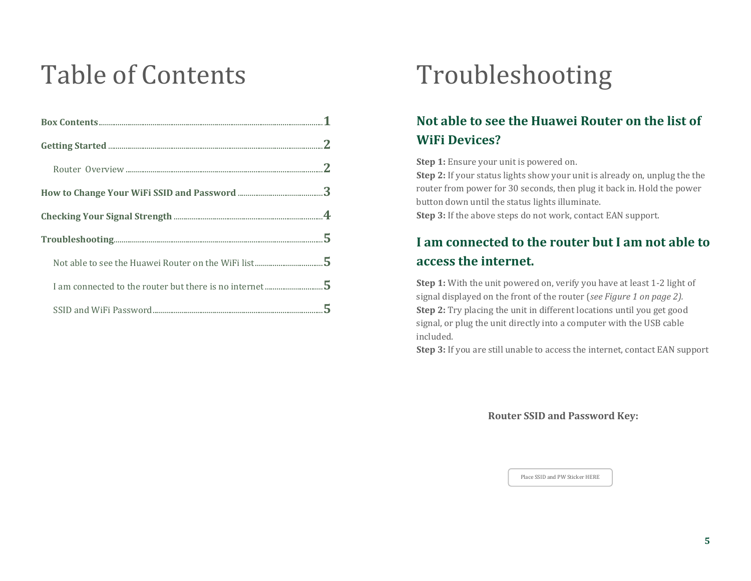# Table of Contents

| | |
|---|---|
| **Box Contents** | **1** |
| **Getting Started** | **2** |
| Router Overview | **2** |
| **How to Change Your WiFi SSID and Password** | **3** |
| **Checking Your Signal Strength** | **4** |
| **Troubleshooting** | **5** |
| Not able to see the Huawei Router on the WiFi list | **5** |
| I am connected to the router but there is no internet | **5** |
| SSID and WiFi Password | **5** |

# Troubleshooting

## Not able to see the Huawei Router on the list of WiFi Devices?

**Step 1:** Ensure your unit is powered on.
**Step 2:** If your status lights show your unit is already on, unplug the the router from power for 30 seconds, then plug it back in. Hold the power button down until the status lights illuminate.
**Step 3:** If the above steps do not work, contact EAN support.

## I am connected to the router but I am not able to access the internet.

**Step 1:** With the unit powered on, verify you have at least 1-2 light of signal displayed on the front of the router (*see Figure 1 on page 2).*
**Step 2:** Try placing the unit in different locations until you get good signal, or plug the unit directly into a computer with the USB cable included.
**Step 3:** If you are still unable to access the internet, contact EAN support

**Router SSID and Password Key:**

Place SSID and PW Sticker HERE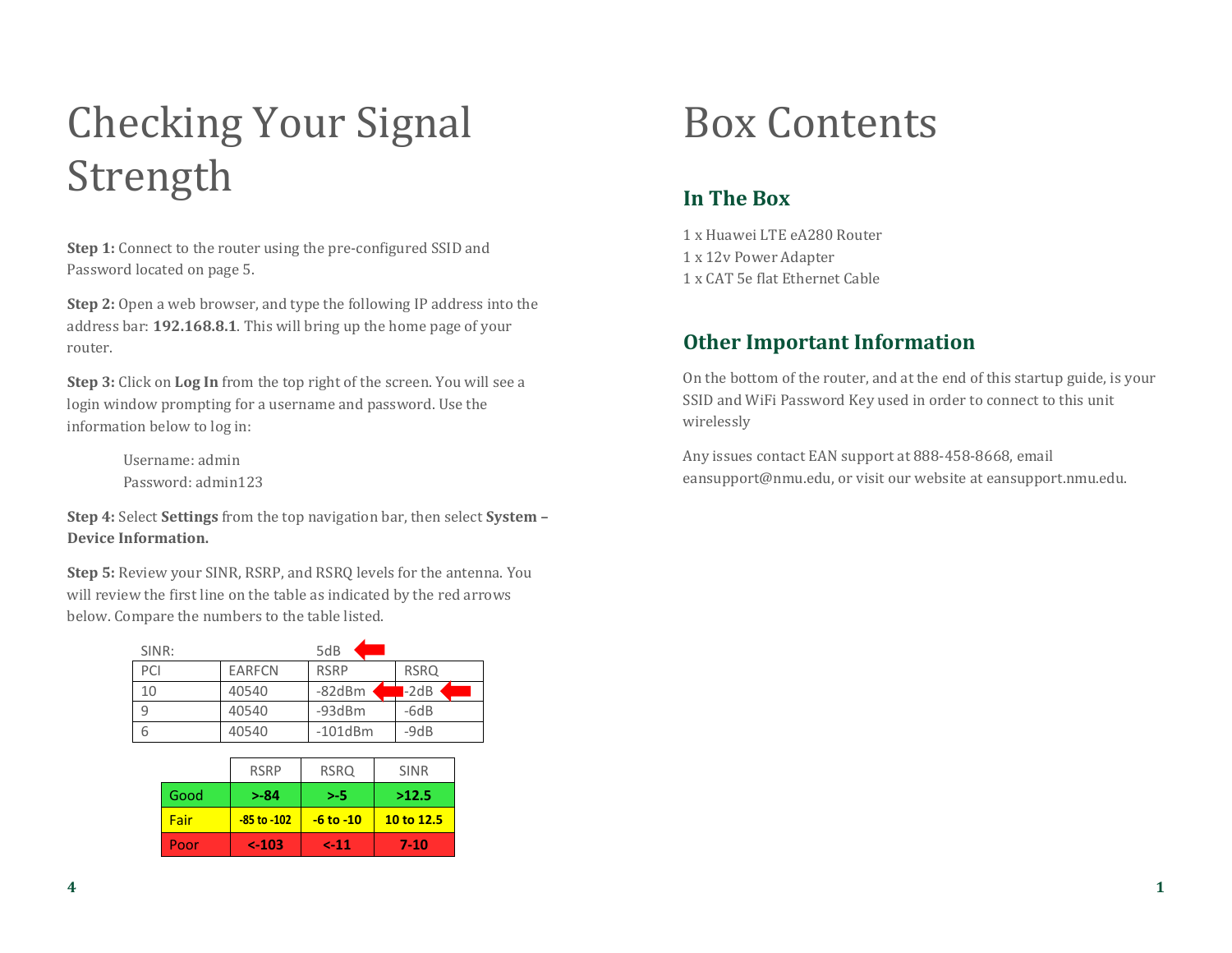# Checking Your Signal Strength

**Step 1:** Connect to the router using the pre-configured SSID and Password located on page 5.

**Step 2:** Open a web browser, and type the following IP address into the address bar: **192.168.8.1**. This will bring up the home page of your router.

**Step 3:** Click on **Log In** from the top right of the screen. You will see a login window prompting for a username and password. Use the information below to log in:

> Username: admin
> Password: admin123

**Step 4:** Select **Settings** from the top navigation bar, then select **System – Device Information.**

**Step 5:** Review your SINR, RSRP, and RSRQ levels for the antenna. You will review the first line on the table as indicated by the red arrows below. Compare the numbers to the table listed.

SINR: 5dB

| PCI | EARFCN | RSRP | RSRQ |
|---|---|---|---|
| 10 | 40540 | -82dBm | -2dB |
| 9 | 40540 | -93dBm | -6dB |
| 6 | 40540 | -101dBm | -9dB |

| | RSRP | RSRQ | SINR |
|---|---|---|---|
| Good | **>-84** | **>-5** | **>12.5** |
| Fair | **-85 to -102** | **-6 to -10** | **10 to 12.5** |
| Poor | **<-103** | **<-11** | **7-10** |

# Box Contents

## In The Box

1 x Huawei LTE eA280 Router
1 x 12v Power Adapter
1 x CAT 5e flat Ethernet Cable

## Other Important Information

On the bottom of the router, and at the end of this startup guide, is your SSID and WiFi Password Key used in order to connect to this unit wirelessly

Any issues contact EAN support at 888-458-8668, email eansupport@nmu.edu, or visit our website at eansupport.nmu.edu.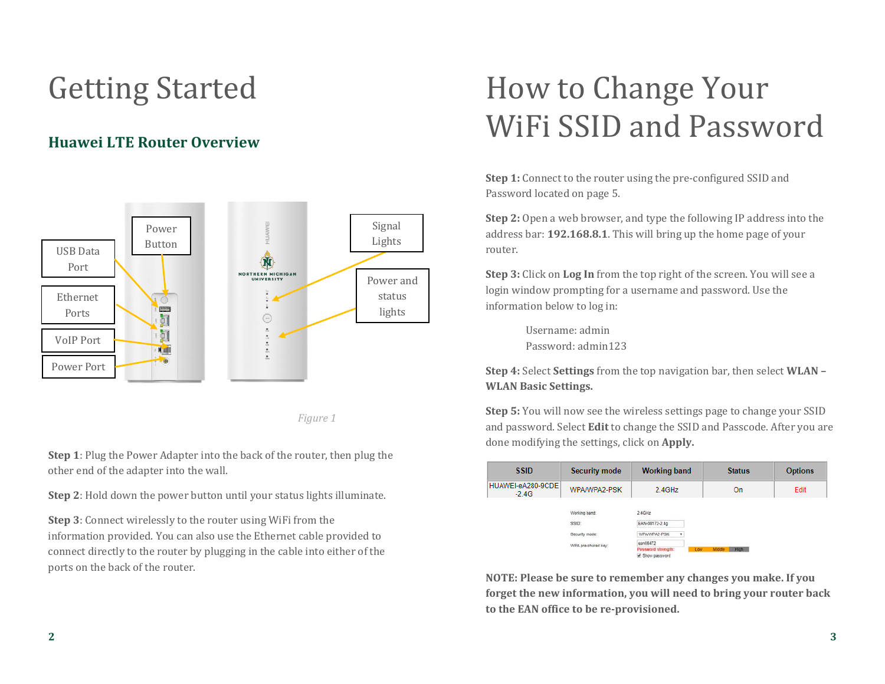# Getting Started

## Huawei LTE Router Overview

USB Data Port

Ethernet Ports

VoIP Port

Power Port

Power Button

Signal Lights

Power and status lights

*Figure 1*

**Step 1**: Plug the Power Adapter into the back of the router, then plug the other end of the adapter into the wall.

**Step 2**: Hold down the power button until your status lights illuminate.

**Step 3**: Connect wirelessly to the router using WiFi from the information provided. You can also use the Ethernet cable provided to connect directly to the router by plugging in the cable into either of the ports on the back of the router.

# How to Change Your WiFi SSID and Password

**Step 1:** Connect to the router using the pre-configured SSID and Password located on page 5.

**Step 2:** Open a web browser, and type the following IP address into the address bar: **192.168.8.1**. This will bring up the home page of your router.

**Step 3:** Click on **Log In** from the top right of the screen. You will see a login window prompting for a username and password. Use the information below to log in:

Username: admin
Password: admin123

**Step 4:** Select **Settings** from the top navigation bar, then select **WLAN – WLAN Basic Settings.**

**Step 5:** You will now see the wireless settings page to change your SSID and password. Select **Edit** to change the SSID and Passcode. After you are done modifying the settings, click on **Apply.**

| SSID | Security mode | Working band | Status | Options |
|---|---|---|---|---|
| HUAWEI-eA280-9CDE-2.4G | WPA/WPA2-PSK | 2.4GHz | On | Edit |

| | |
|---|---|
| Working band: | 2.4GHz |
| SSID: | EAN-08172-2.4g |
| Security mode: | WPA/WPA2-PSK |
| WPA pre-shared key: | ean08472 |

Password strength: Low Middle High
Show password

**NOTE: Please be sure to remember any changes you make. If you forget the new information, you will need to bring your router back to the EAN office to be re-provisioned.**